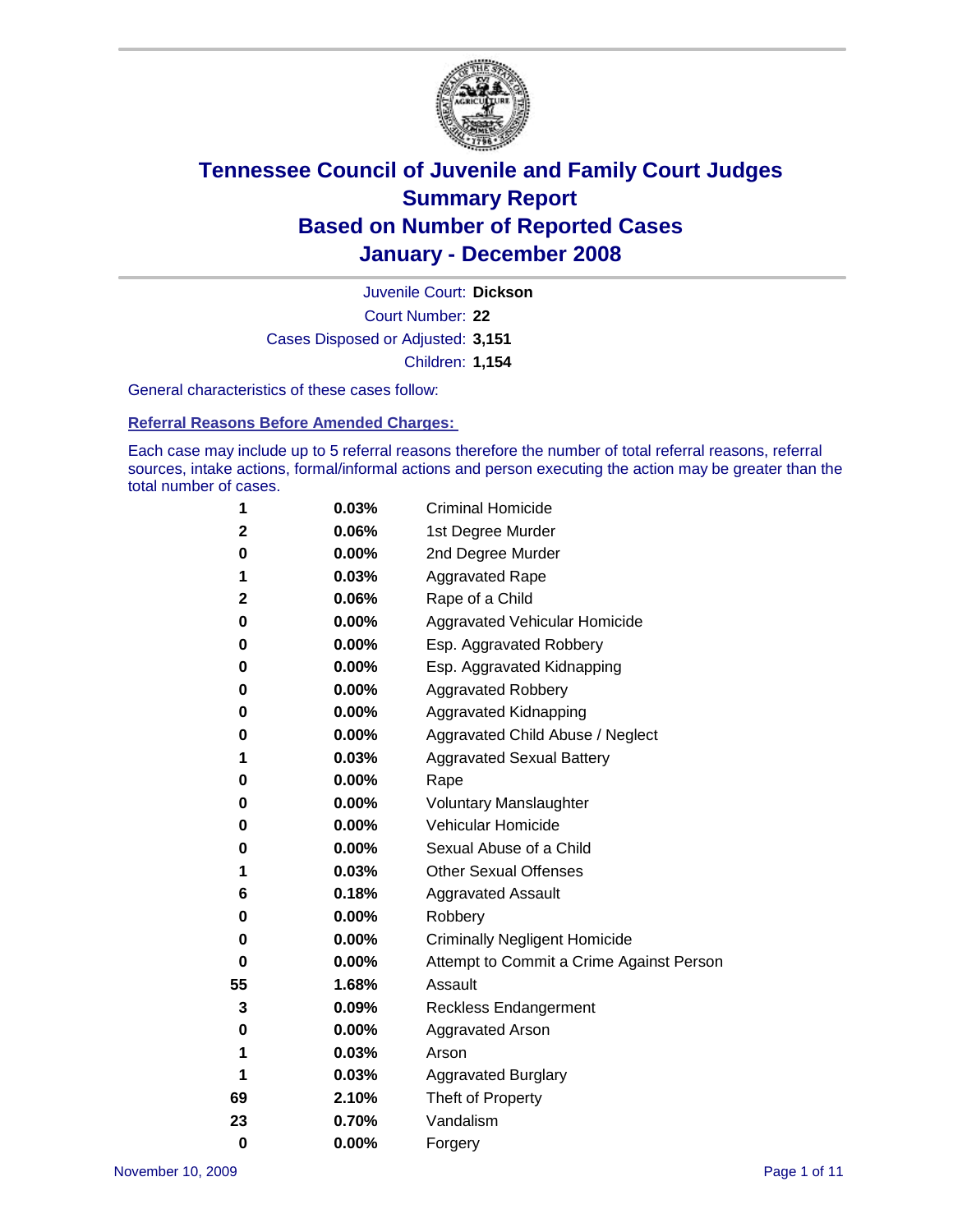# Tennessee Council of Juvenile and Family Court Judges
## Summary Report
## Based on Number of Reported Cases
## January - December 2008

Juvenile Court: **Dickson**
Court Number: **22**
Cases Disposed or Adjusted: **3,151**
Children: **1,154**

General characteristics of these cases follow:

### Referral Reasons Before Amended Charges:

Each case may include up to 5 referral reasons therefore the number of total referral reasons, referral sources, intake actions, formal/informal actions and person executing the action may be greater than the total number of cases.

| Count | Percent | Referral Reason |
|---|---|---|
| 1 | 0.03% | Criminal Homicide |
| 2 | 0.06% | 1st Degree Murder |
| 0 | 0.00% | 2nd Degree Murder |
| 1 | 0.03% | Aggravated Rape |
| 2 | 0.06% | Rape of a Child |
| 0 | 0.00% | Aggravated Vehicular Homicide |
| 0 | 0.00% | Esp. Aggravated Robbery |
| 0 | 0.00% | Esp. Aggravated Kidnapping |
| 0 | 0.00% | Aggravated Robbery |
| 0 | 0.00% | Aggravated Kidnapping |
| 0 | 0.00% | Aggravated Child Abuse / Neglect |
| 1 | 0.03% | Aggravated Sexual Battery |
| 0 | 0.00% | Rape |
| 0 | 0.00% | Voluntary Manslaughter |
| 0 | 0.00% | Vehicular Homicide |
| 0 | 0.00% | Sexual Abuse of a Child |
| 1 | 0.03% | Other Sexual Offenses |
| 6 | 0.18% | Aggravated Assault |
| 0 | 0.00% | Robbery |
| 0 | 0.00% | Criminally Negligent Homicide |
| 0 | 0.00% | Attempt to Commit a Crime Against Person |
| 55 | 1.68% | Assault |
| 3 | 0.09% | Reckless Endangerment |
| 0 | 0.00% | Aggravated Arson |
| 1 | 0.03% | Arson |
| 1 | 0.03% | Aggravated Burglary |
| 69 | 2.10% | Theft of Property |
| 23 | 0.70% | Vandalism |
| 0 | 0.00% | Forgery |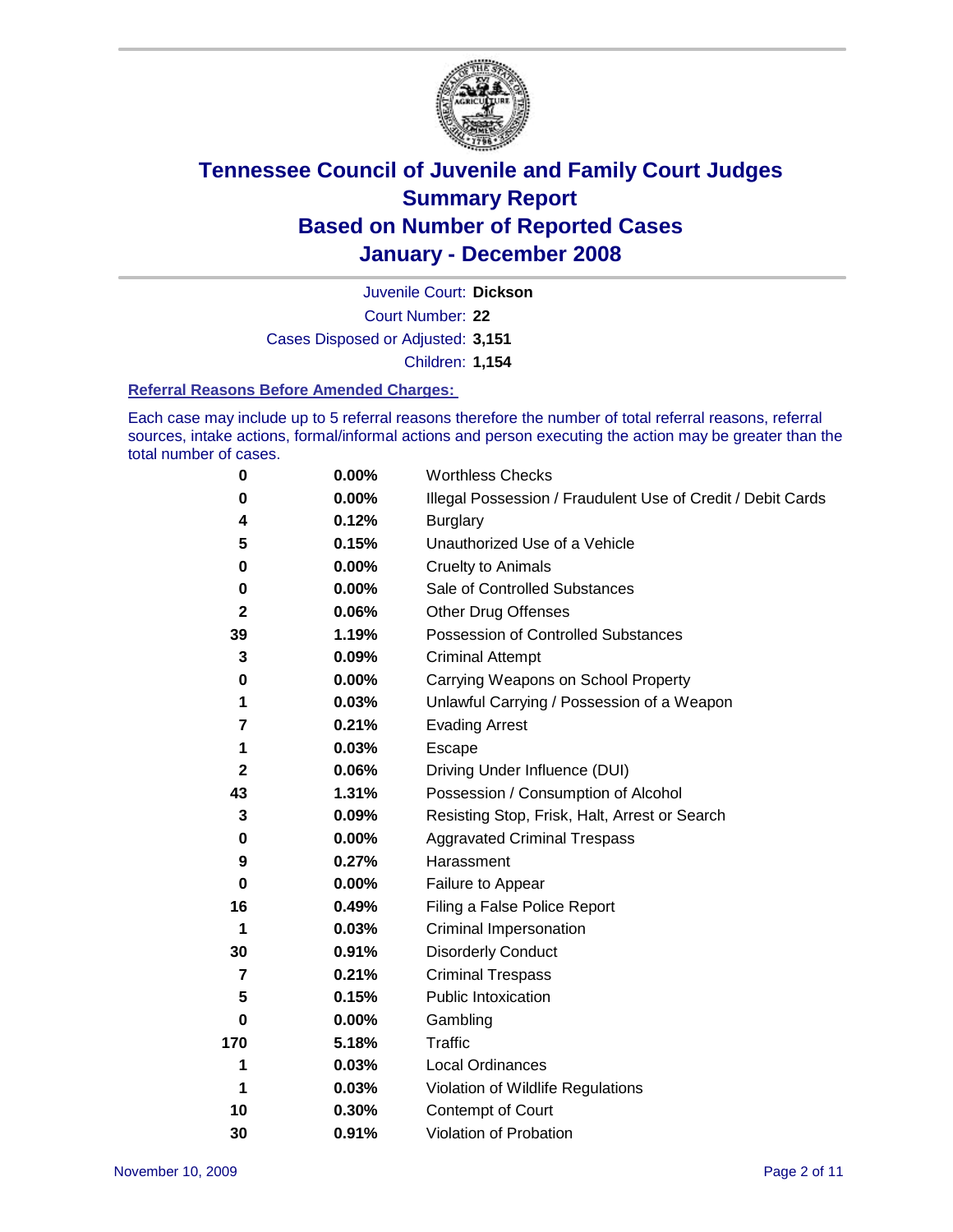# Tennessee Council of Juvenile and Family Court Judges
## Summary Report
## Based on Number of Reported Cases
## January - December 2008

Juvenile Court: **Dickson**

Court Number: **22**

Cases Disposed or Adjusted: **3,151**

Children: **1,154**

### Referral Reasons Before Amended Charges:

Each case may include up to 5 referral reasons therefore the number of total referral reasons, referral sources, intake actions, formal/informal actions and person executing the action may be greater than the total number of cases.

| Count | Percent | Referral Reason |
|---|---|---|
| 0 | 0.00% | Worthless Checks |
| 0 | 0.00% | Illegal Possession / Fraudulent Use of Credit / Debit Cards |
| 4 | 0.12% | Burglary |
| 5 | 0.15% | Unauthorized Use of a Vehicle |
| 0 | 0.00% | Cruelty to Animals |
| 0 | 0.00% | Sale of Controlled Substances |
| 2 | 0.06% | Other Drug Offenses |
| 39 | 1.19% | Possession of Controlled Substances |
| 3 | 0.09% | Criminal Attempt |
| 0 | 0.00% | Carrying Weapons on School Property |
| 1 | 0.03% | Unlawful Carrying / Possession of a Weapon |
| 7 | 0.21% | Evading Arrest |
| 1 | 0.03% | Escape |
| 2 | 0.06% | Driving Under Influence (DUI) |
| 43 | 1.31% | Possession / Consumption of Alcohol |
| 3 | 0.09% | Resisting Stop, Frisk, Halt, Arrest or Search |
| 0 | 0.00% | Aggravated Criminal Trespass |
| 9 | 0.27% | Harassment |
| 0 | 0.00% | Failure to Appear |
| 16 | 0.49% | Filing a False Police Report |
| 1 | 0.03% | Criminal Impersonation |
| 30 | 0.91% | Disorderly Conduct |
| 7 | 0.21% | Criminal Trespass |
| 5 | 0.15% | Public Intoxication |
| 0 | 0.00% | Gambling |
| 170 | 5.18% | Traffic |
| 1 | 0.03% | Local Ordinances |
| 1 | 0.03% | Violation of Wildlife Regulations |
| 10 | 0.30% | Contempt of Court |
| 30 | 0.91% | Violation of Probation |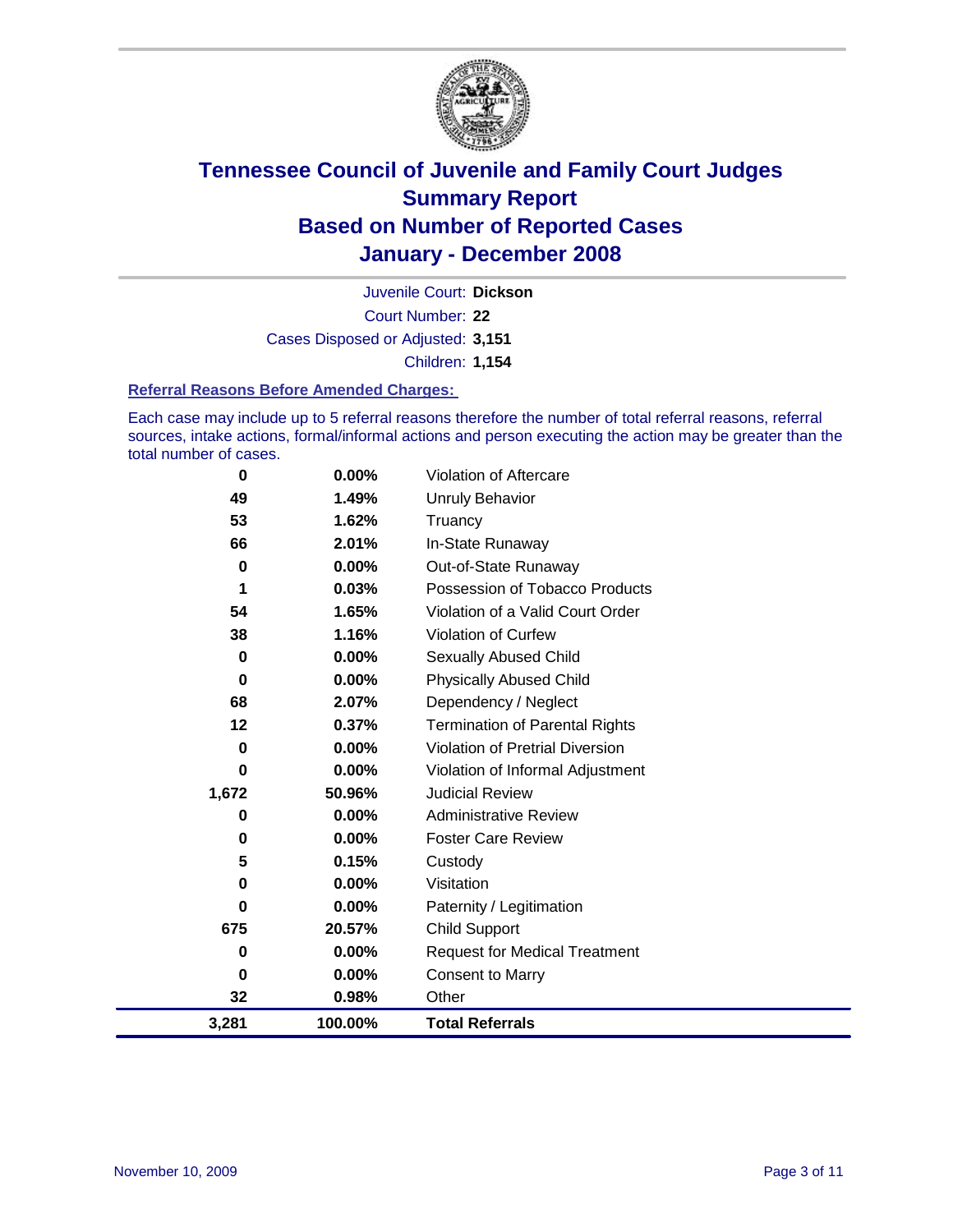# Tennessee Council of Juvenile and Family Court Judges
## Summary Report
## Based on Number of Reported Cases
## January - December 2008

Juvenile Court: **Dickson**
Court Number: **22**
Cases Disposed or Adjusted: **3,151**
Children: **1,154**

### Referral Reasons Before Amended Charges:

Each case may include up to 5 referral reasons therefore the number of total referral reasons, referral sources, intake actions, formal/informal actions and person executing the action may be greater than the total number of cases.

| Count | Percent | Referral Reason |
|---|---|---|
| 0 | 0.00% | Violation of Aftercare |
| 49 | 1.49% | Unruly Behavior |
| 53 | 1.62% | Truancy |
| 66 | 2.01% | In-State Runaway |
| 0 | 0.00% | Out-of-State Runaway |
| 1 | 0.03% | Possession of Tobacco Products |
| 54 | 1.65% | Violation of a Valid Court Order |
| 38 | 1.16% | Violation of Curfew |
| 0 | 0.00% | Sexually Abused Child |
| 0 | 0.00% | Physically Abused Child |
| 68 | 2.07% | Dependency / Neglect |
| 12 | 0.37% | Termination of Parental Rights |
| 0 | 0.00% | Violation of Pretrial Diversion |
| 0 | 0.00% | Violation of Informal Adjustment |
| 1,672 | 50.96% | Judicial Review |
| 0 | 0.00% | Administrative Review |
| 0 | 0.00% | Foster Care Review |
| 5 | 0.15% | Custody |
| 0 | 0.00% | Visitation |
| 0 | 0.00% | Paternity / Legitimation |
| 675 | 20.57% | Child Support |
| 0 | 0.00% | Request for Medical Treatment |
| 0 | 0.00% | Consent to Marry |
| 32 | 0.98% | Other |
| **3,281** | **100.00%** | **Total Referrals** |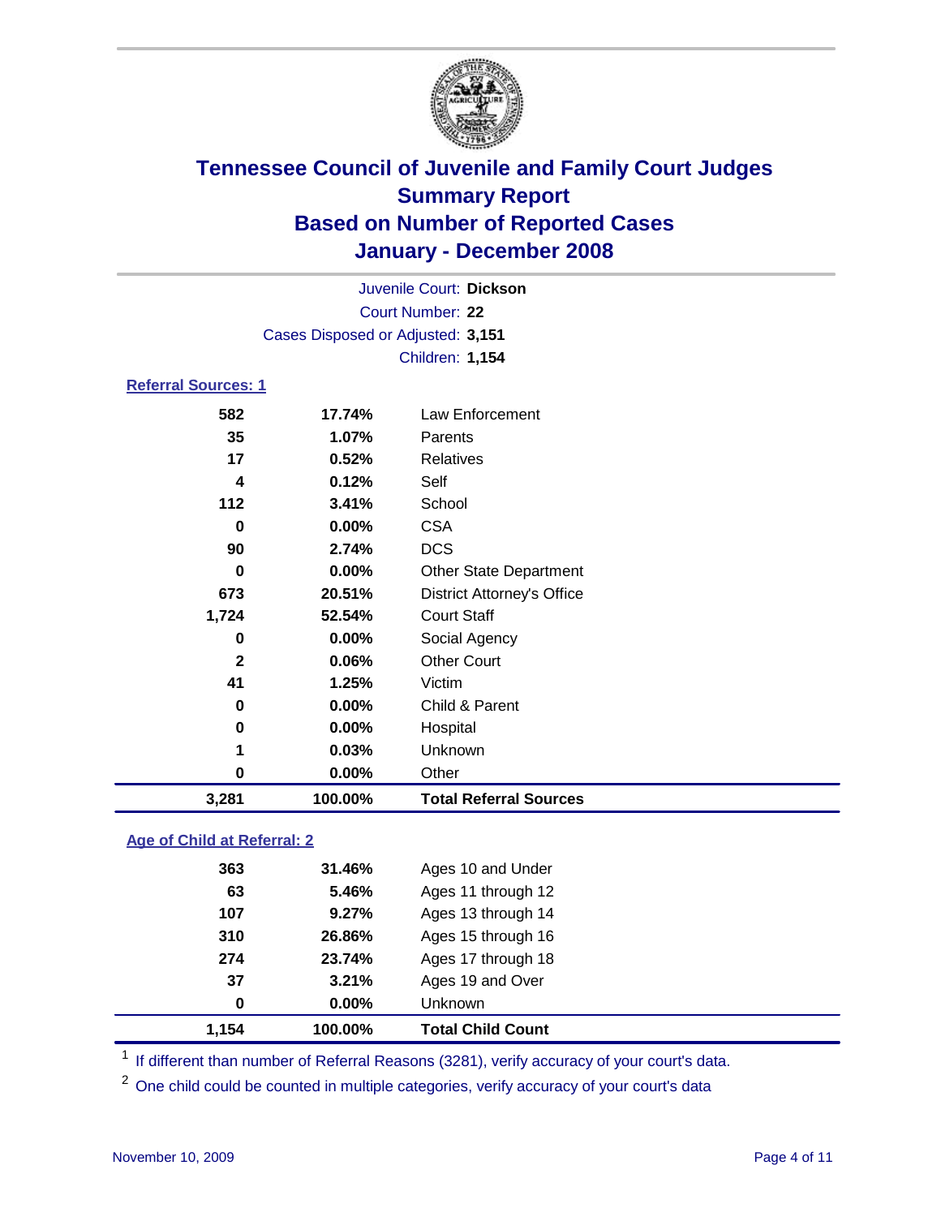# Tennessee Council of Juvenile and Family Court Judges
## Summary Report
## Based on Number of Reported Cases
## January - December 2008

Juvenile Court: **Dickson**
Court Number: **22**
Cases Disposed or Adjusted: **3,151**
Children: **1,154**

### Referral Sources: 1

| Count | Percent | Source |
|---|---|---|
| 582 | 17.74% | Law Enforcement |
| 35 | 1.07% | Parents |
| 17 | 0.52% | Relatives |
| 4 | 0.12% | Self |
| 112 | 3.41% | School |
| 0 | 0.00% | CSA |
| 90 | 2.74% | DCS |
| 0 | 0.00% | Other State Department |
| 673 | 20.51% | District Attorney's Office |
| 1,724 | 52.54% | Court Staff |
| 0 | 0.00% | Social Agency |
| 2 | 0.06% | Other Court |
| 41 | 1.25% | Victim |
| 0 | 0.00% | Child & Parent |
| 0 | 0.00% | Hospital |
| 1 | 0.03% | Unknown |
| 0 | 0.00% | Other |
| **3,281** | **100.00%** | **Total Referral Sources** |

### Age of Child at Referral: 2

| Count | Percent | Age |
|---|---|---|
| 363 | 31.46% | Ages 10 and Under |
| 63 | 5.46% | Ages 11 through 12 |
| 107 | 9.27% | Ages 13 through 14 |
| 310 | 26.86% | Ages 15 through 16 |
| 274 | 23.74% | Ages 17 through 18 |
| 37 | 3.21% | Ages 19 and Over |
| 0 | 0.00% | Unknown |
| **1,154** | **100.00%** | **Total Child Count** |

[1] If different than number of Referral Reasons (3281), verify accuracy of your court's data.

[2] One child could be counted in multiple categories, verify accuracy of your court's data

November 10, 2009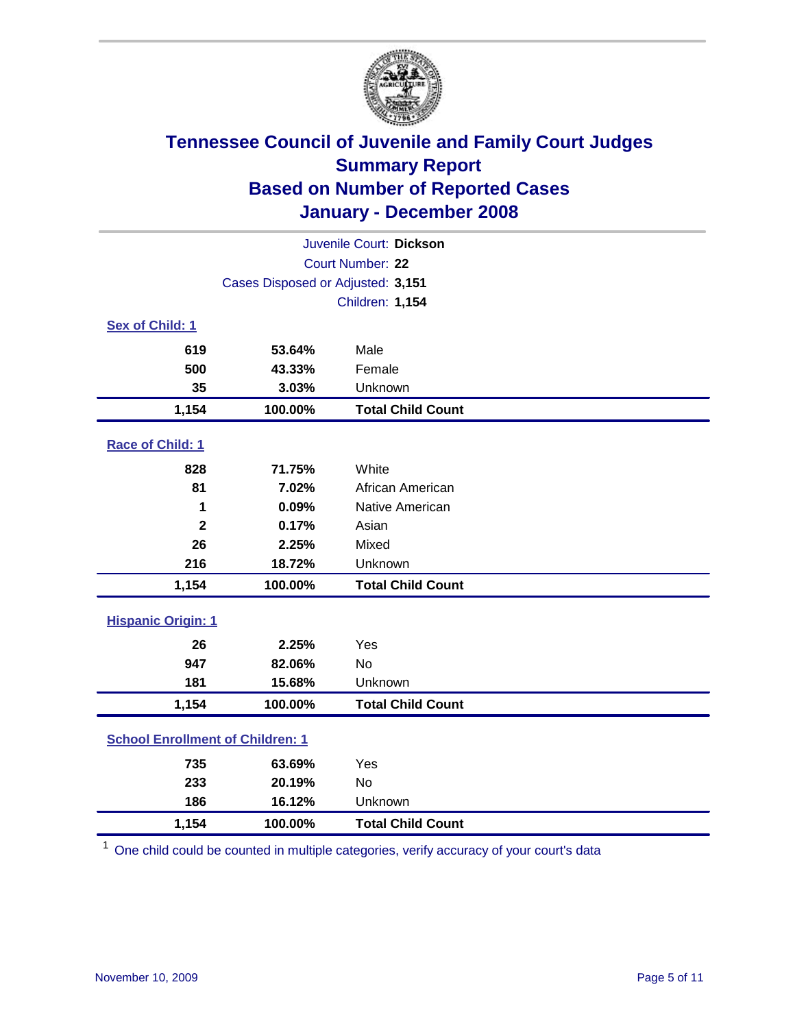# Tennessee Council of Juvenile and Family Court Judges
## Summary Report
## Based on Number of Reported Cases
## January - December 2008

Juvenile Court: **Dickson**

Court Number: **22**

Cases Disposed or Adjusted: **3,151**

Children: **1,154**

### Sex of Child: 1

| Count | Percent | Category |
|---|---|---|
| 619 | 53.64% | Male |
| 500 | 43.33% | Female |
| 35 | 3.03% | Unknown |
| **1,154** | **100.00%** | **Total Child Count** |

### Race of Child: 1

| Count | Percent | Category |
|---|---|---|
| 828 | 71.75% | White |
| 81 | 7.02% | African American |
| 1 | 0.09% | Native American |
| 2 | 0.17% | Asian |
| 26 | 2.25% | Mixed |
| 216 | 18.72% | Unknown |
| **1,154** | **100.00%** | **Total Child Count** |

### Hispanic Origin: 1

| Count | Percent | Category |
|---|---|---|
| 26 | 2.25% | Yes |
| 947 | 82.06% | No |
| 181 | 15.68% | Unknown |
| **1,154** | **100.00%** | **Total Child Count** |

### School Enrollment of Children: 1

| Count | Percent | Category |
|---|---|---|
| 735 | 63.69% | Yes |
| 233 | 20.19% | No |
| 186 | 16.12% | Unknown |
| **1,154** | **100.00%** | **Total Child Count** |

[1] One child could be counted in multiple categories, verify accuracy of your court's data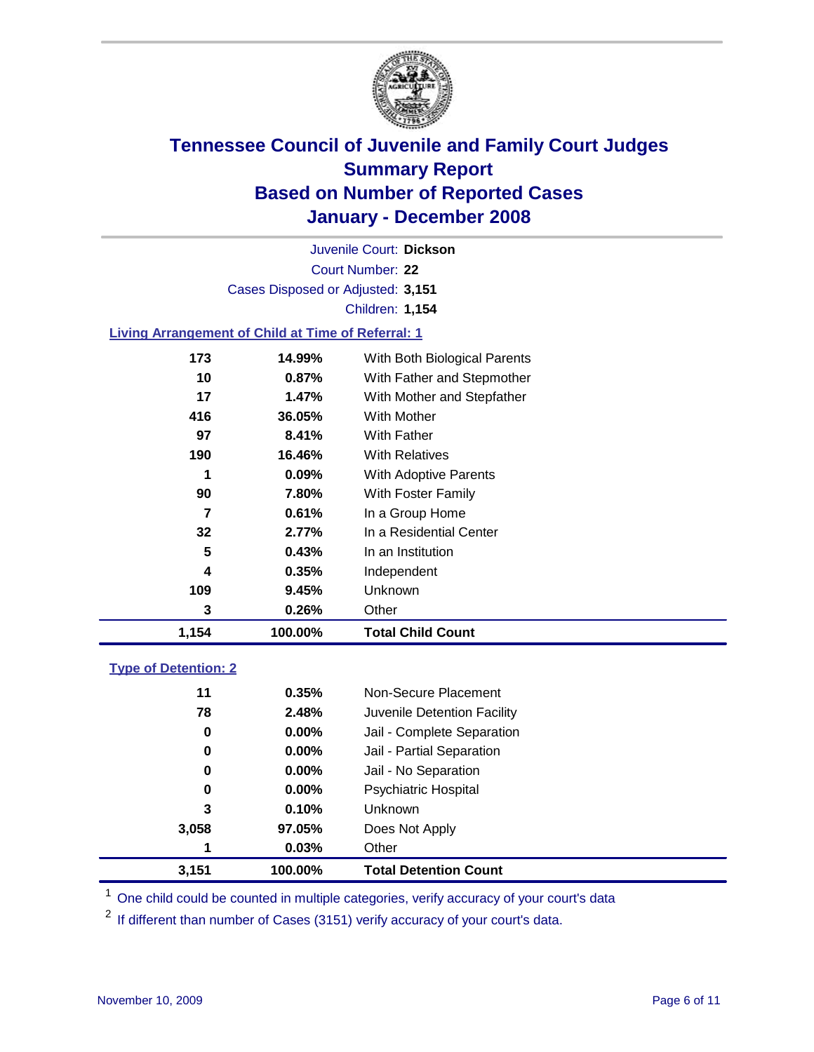# Tennessee Council of Juvenile and Family Court Judges
## Summary Report
## Based on Number of Reported Cases
## January - December 2008

Juvenile Court: **Dickson**

Court Number: **22**

Cases Disposed or Adjusted: **3,151**

Children: **1,154**

### Living Arrangement of Child at Time of Referral: 1

| Count | Percent | Category |
|---|---|---|
| 173 | 14.99% | With Both Biological Parents |
| 10 | 0.87% | With Father and Stepmother |
| 17 | 1.47% | With Mother and Stepfather |
| 416 | 36.05% | With Mother |
| 97 | 8.41% | With Father |
| 190 | 16.46% | With Relatives |
| 1 | 0.09% | With Adoptive Parents |
| 90 | 7.80% | With Foster Family |
| 7 | 0.61% | In a Group Home |
| 32 | 2.77% | In a Residential Center |
| 5 | 0.43% | In an Institution |
| 4 | 0.35% | Independent |
| 109 | 9.45% | Unknown |
| 3 | 0.26% | Other |
| **1,154** | **100.00%** | **Total Child Count** |

### Type of Detention: 2

| Count | Percent | Category |
|---|---|---|
| 11 | 0.35% | Non-Secure Placement |
| 78 | 2.48% | Juvenile Detention Facility |
| 0 | 0.00% | Jail - Complete Separation |
| 0 | 0.00% | Jail - Partial Separation |
| 0 | 0.00% | Jail - No Separation |
| 0 | 0.00% | Psychiatric Hospital |
| 3 | 0.10% | Unknown |
| 3,058 | 97.05% | Does Not Apply |
| 1 | 0.03% | Other |
| **3,151** | **100.00%** | **Total Detention Count** |

[1] One child could be counted in multiple categories, verify accuracy of your court's data

[2] If different than number of Cases (3151) verify accuracy of your court's data.

November 10, 2009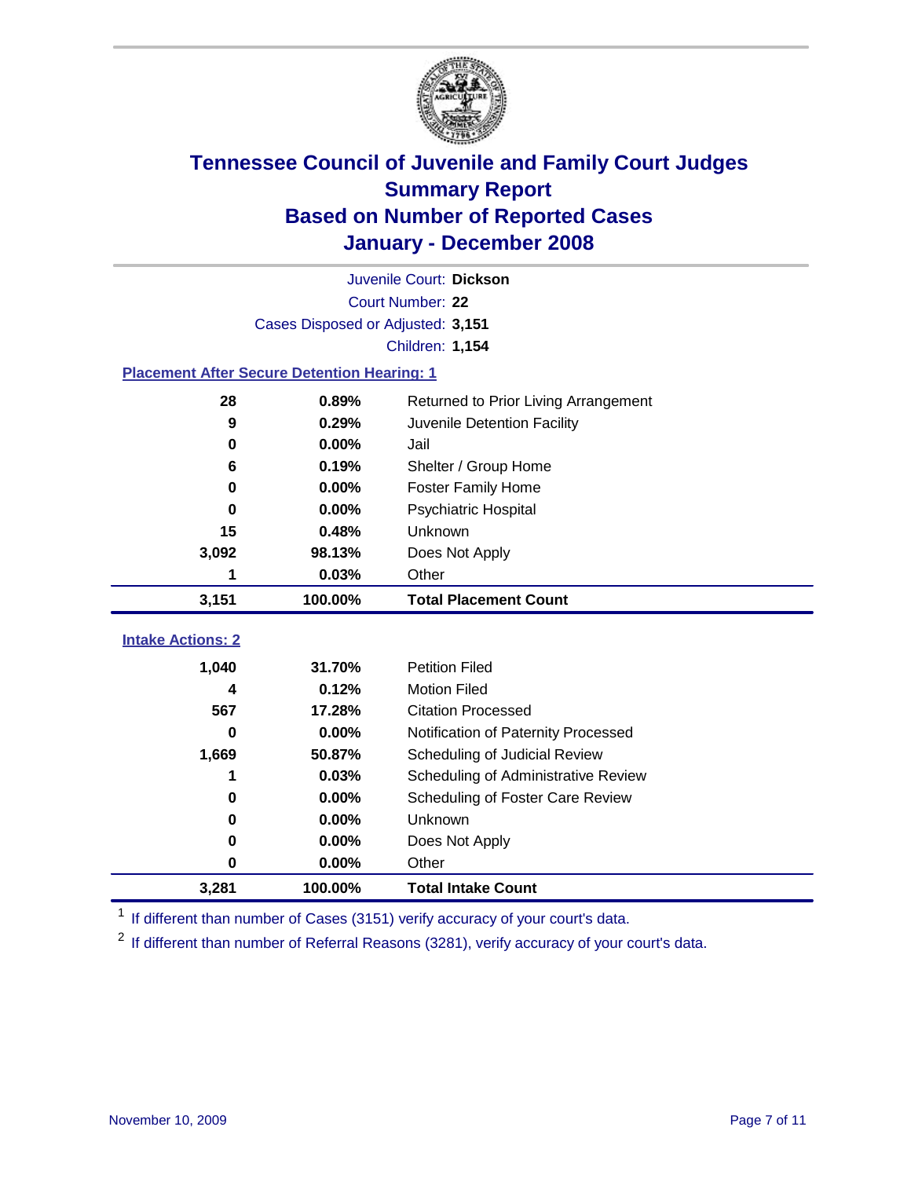# Tennessee Council of Juvenile and Family Court Judges
## Summary Report
## Based on Number of Reported Cases
## January - December 2008

Juvenile Court: **Dickson**
Court Number: **22**
Cases Disposed or Adjusted: **3,151**
Children: **1,154**

### Placement After Secure Detention Hearing: 1

| Count | Percent | Placement |
|---|---|---|
| 28 | 0.89% | Returned to Prior Living Arrangement |
| 9 | 0.29% | Juvenile Detention Facility |
| 0 | 0.00% | Jail |
| 6 | 0.19% | Shelter / Group Home |
| 0 | 0.00% | Foster Family Home |
| 0 | 0.00% | Psychiatric Hospital |
| 15 | 0.48% | Unknown |
| 3,092 | 98.13% | Does Not Apply |
| 1 | 0.03% | Other |
| **3,151** | **100.00%** | **Total Placement Count** |

### Intake Actions: 2

| Count | Percent | Intake Action |
|---|---|---|
| 1,040 | 31.70% | Petition Filed |
| 4 | 0.12% | Motion Filed |
| 567 | 17.28% | Citation Processed |
| 0 | 0.00% | Notification of Paternity Processed |
| 1,669 | 50.87% | Scheduling of Judicial Review |
| 1 | 0.03% | Scheduling of Administrative Review |
| 0 | 0.00% | Scheduling of Foster Care Review |
| 0 | 0.00% | Unknown |
| 0 | 0.00% | Does Not Apply |
| 0 | 0.00% | Other |
| **3,281** | **100.00%** | **Total Intake Count** |

[1] If different than number of Cases (3151) verify accuracy of your court's data.

[2] If different than number of Referral Reasons (3281), verify accuracy of your court's data.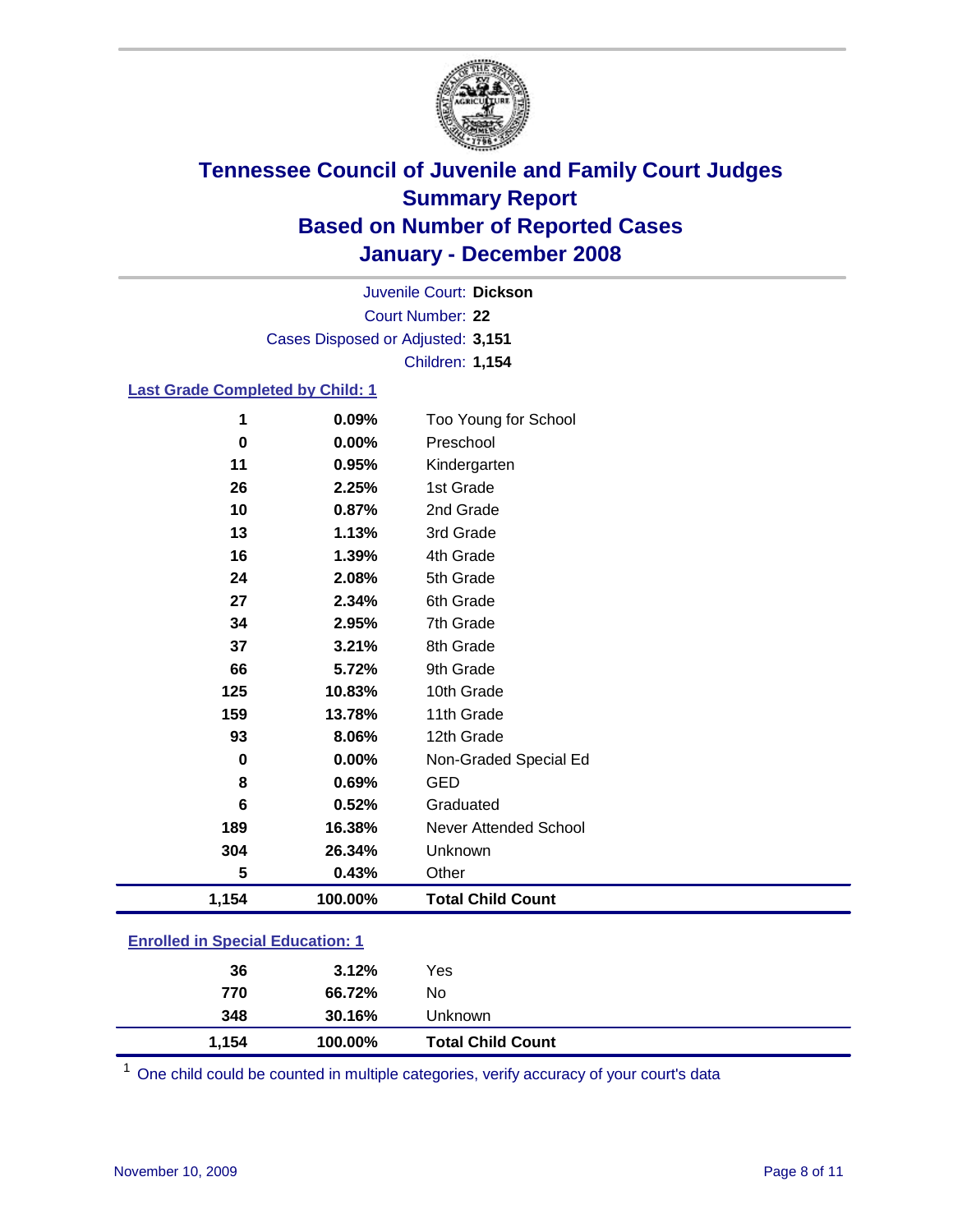# Tennessee Council of Juvenile and Family Court Judges
## Summary Report
## Based on Number of Reported Cases
## January - December 2008

Juvenile Court: **Dickson**
Court Number: **22**
Cases Disposed or Adjusted: **3,151**
Children: **1,154**

### Last Grade Completed by Child: 1

| Count | Percent | Category |
|---|---|---|
| 1 | 0.09% | Too Young for School |
| 0 | 0.00% | Preschool |
| 11 | 0.95% | Kindergarten |
| 26 | 2.25% | 1st Grade |
| 10 | 0.87% | 2nd Grade |
| 13 | 1.13% | 3rd Grade |
| 16 | 1.39% | 4th Grade |
| 24 | 2.08% | 5th Grade |
| 27 | 2.34% | 6th Grade |
| 34 | 2.95% | 7th Grade |
| 37 | 3.21% | 8th Grade |
| 66 | 5.72% | 9th Grade |
| 125 | 10.83% | 10th Grade |
| 159 | 13.78% | 11th Grade |
| 93 | 8.06% | 12th Grade |
| 0 | 0.00% | Non-Graded Special Ed |
| 8 | 0.69% | GED |
| 6 | 0.52% | Graduated |
| 189 | 16.38% | Never Attended School |
| 304 | 26.34% | Unknown |
| 5 | 0.43% | Other |
| **1,154** | **100.00%** | **Total Child Count** |

### Enrolled in Special Education: 1

| Count | Percent | Category |
|---|---|---|
| 36 | 3.12% | Yes |
| 770 | 66.72% | No |
| 348 | 30.16% | Unknown |
| **1,154** | **100.00%** | **Total Child Count** |

[1] One child could be counted in multiple categories, verify accuracy of your court's data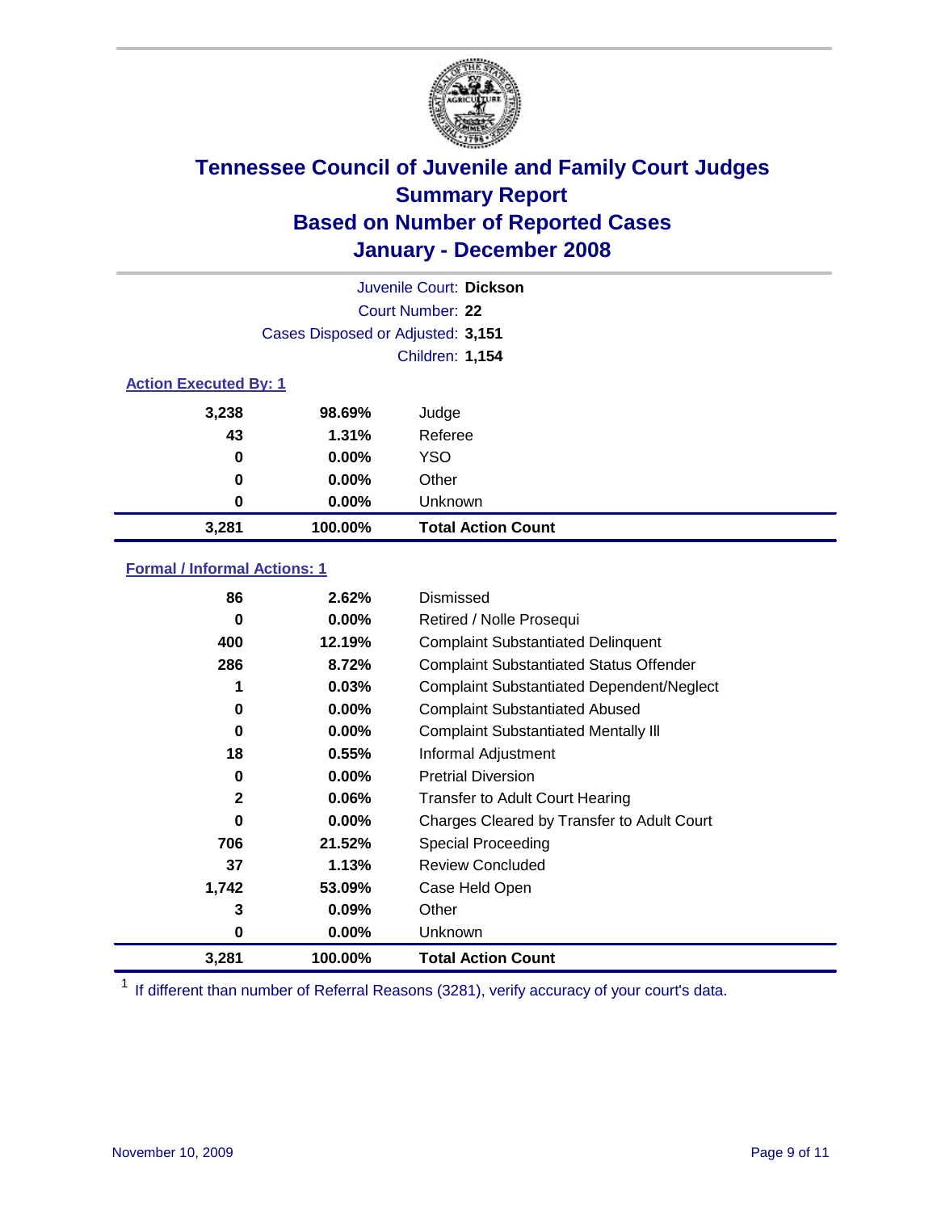# Tennessee Council of Juvenile and Family Court Judges
## Summary Report
## Based on Number of Reported Cases
## January - December 2008

Juvenile Court: **Dickson**
Court Number: **22**
Cases Disposed or Adjusted: **3,151**
Children: **1,154**

### Action Executed By: 1

| | | |
|---|---|---|
| 3,238 | 98.69% | Judge |
| 43 | 1.31% | Referee |
| 0 | 0.00% | YSO |
| 0 | 0.00% | Other |
| 0 | 0.00% | Unknown |
| **3,281** | **100.00%** | **Total Action Count** |

### Formal / Informal Actions: 1

| | | |
|---|---|---|
| 86 | 2.62% | Dismissed |
| 0 | 0.00% | Retired / Nolle Prosequi |
| 400 | 12.19% | Complaint Substantiated Delinquent |
| 286 | 8.72% | Complaint Substantiated Status Offender |
| 1 | 0.03% | Complaint Substantiated Dependent/Neglect |
| 0 | 0.00% | Complaint Substantiated Abused |
| 0 | 0.00% | Complaint Substantiated Mentally Ill |
| 18 | 0.55% | Informal Adjustment |
| 0 | 0.00% | Pretrial Diversion |
| 2 | 0.06% | Transfer to Adult Court Hearing |
| 0 | 0.00% | Charges Cleared by Transfer to Adult Court |
| 706 | 21.52% | Special Proceeding |
| 37 | 1.13% | Review Concluded |
| 1,742 | 53.09% | Case Held Open |
| 3 | 0.09% | Other |
| 0 | 0.00% | Unknown |
| **3,281** | **100.00%** | **Total Action Count** |

[1] If different than number of Referral Reasons (3281), verify accuracy of your court's data.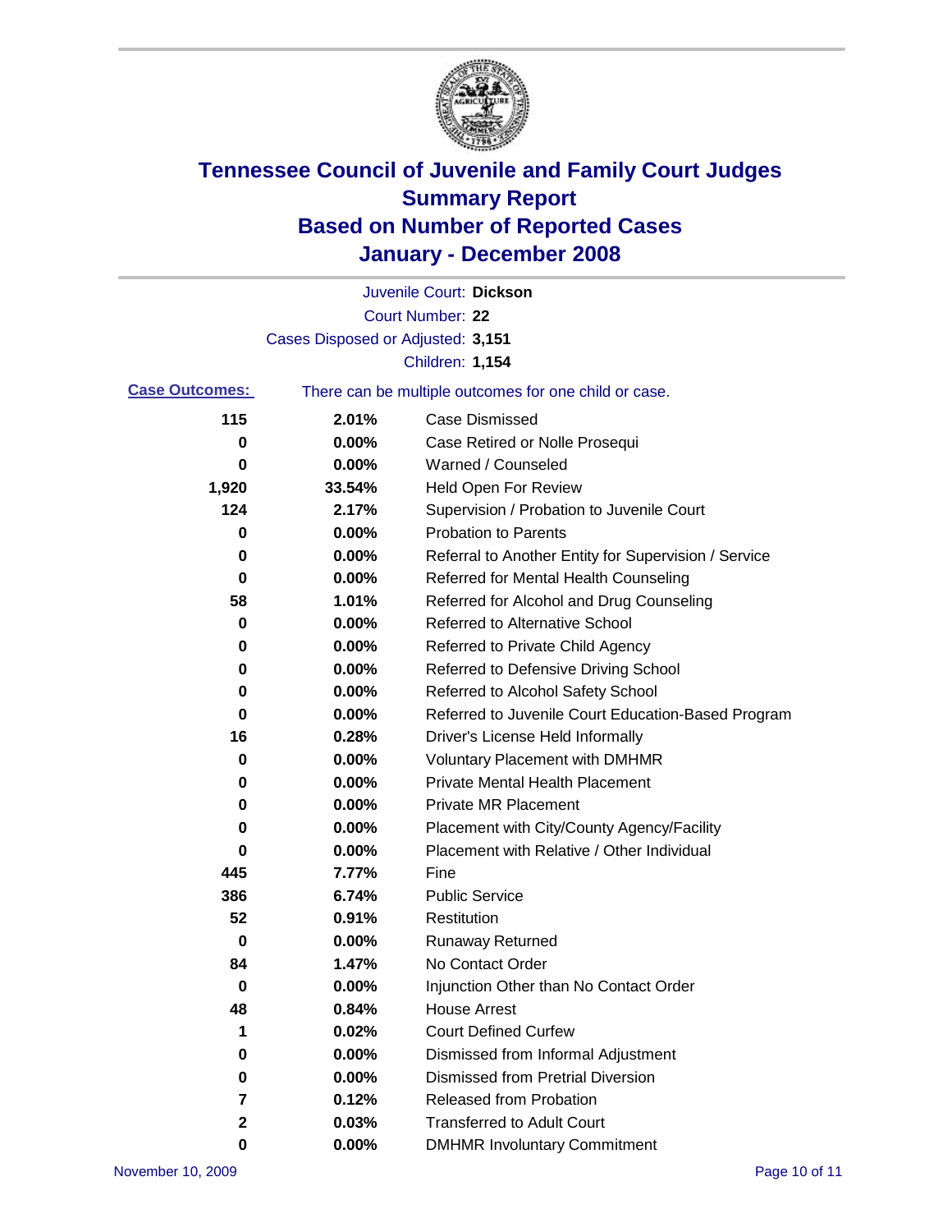# Tennessee Council of Juvenile and Family Court Judges
## Summary Report
## Based on Number of Reported Cases
## January - December 2008

Juvenile Court: **Dickson**

Court Number: **22**

Cases Disposed or Adjusted: **3,151**

Children: **1,154**

**Case Outcomes:** There can be multiple outcomes for one child or case.

| Count | Percent | Outcome |
|---|---|---|
| 115 | 2.01% | Case Dismissed |
| 0 | 0.00% | Case Retired or Nolle Prosequi |
| 0 | 0.00% | Warned / Counseled |
| 1,920 | 33.54% | Held Open For Review |
| 124 | 2.17% | Supervision / Probation to Juvenile Court |
| 0 | 0.00% | Probation to Parents |
| 0 | 0.00% | Referral to Another Entity for Supervision / Service |
| 0 | 0.00% | Referred for Mental Health Counseling |
| 58 | 1.01% | Referred for Alcohol and Drug Counseling |
| 0 | 0.00% | Referred to Alternative School |
| 0 | 0.00% | Referred to Private Child Agency |
| 0 | 0.00% | Referred to Defensive Driving School |
| 0 | 0.00% | Referred to Alcohol Safety School |
| 0 | 0.00% | Referred to Juvenile Court Education-Based Program |
| 16 | 0.28% | Driver's License Held Informally |
| 0 | 0.00% | Voluntary Placement with DMHMR |
| 0 | 0.00% | Private Mental Health Placement |
| 0 | 0.00% | Private MR Placement |
| 0 | 0.00% | Placement with City/County Agency/Facility |
| 0 | 0.00% | Placement with Relative / Other Individual |
| 445 | 7.77% | Fine |
| 386 | 6.74% | Public Service |
| 52 | 0.91% | Restitution |
| 0 | 0.00% | Runaway Returned |
| 84 | 1.47% | No Contact Order |
| 0 | 0.00% | Injunction Other than No Contact Order |
| 48 | 0.84% | House Arrest |
| 1 | 0.02% | Court Defined Curfew |
| 0 | 0.00% | Dismissed from Informal Adjustment |
| 0 | 0.00% | Dismissed from Pretrial Diversion |
| 7 | 0.12% | Released from Probation |
| 2 | 0.03% | Transferred to Adult Court |
| 0 | 0.00% | DMHMR Involuntary Commitment |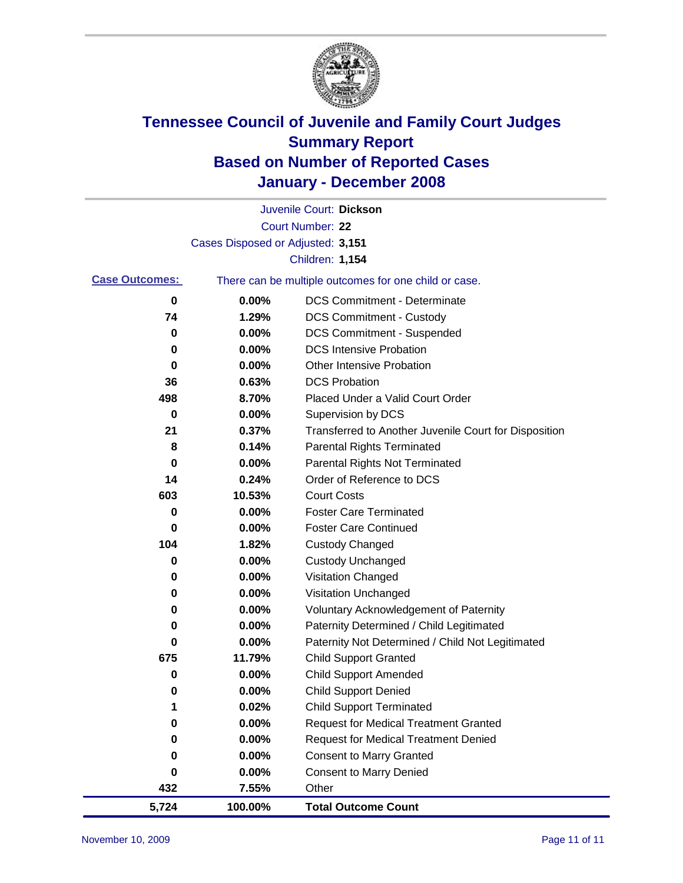# Tennessee Council of Juvenile and Family Court Judges
# Summary Report
# Based on Number of Reported Cases
# January - December 2008

Juvenile Court: **Dickson**

Court Number: **22**

Cases Disposed or Adjusted: **3,151**

Children: **1,154**

**Case Outcomes:** There can be multiple outcomes for one child or case.

| | | |
|---|---|---|
| 0 | 0.00% | DCS Commitment - Determinate |
| 74 | 1.29% | DCS Commitment - Custody |
| 0 | 0.00% | DCS Commitment - Suspended |
| 0 | 0.00% | DCS Intensive Probation |
| 0 | 0.00% | Other Intensive Probation |
| 36 | 0.63% | DCS Probation |
| 498 | 8.70% | Placed Under a Valid Court Order |
| 0 | 0.00% | Supervision by DCS |
| 21 | 0.37% | Transferred to Another Juvenile Court for Disposition |
| 8 | 0.14% | Parental Rights Terminated |
| 0 | 0.00% | Parental Rights Not Terminated |
| 14 | 0.24% | Order of Reference to DCS |
| 603 | 10.53% | Court Costs |
| 0 | 0.00% | Foster Care Terminated |
| 0 | 0.00% | Foster Care Continued |
| 104 | 1.82% | Custody Changed |
| 0 | 0.00% | Custody Unchanged |
| 0 | 0.00% | Visitation Changed |
| 0 | 0.00% | Visitation Unchanged |
| 0 | 0.00% | Voluntary Acknowledgement of Paternity |
| 0 | 0.00% | Paternity Determined / Child Legitimated |
| 0 | 0.00% | Paternity Not Determined / Child Not Legitimated |
| 675 | 11.79% | Child Support Granted |
| 0 | 0.00% | Child Support Amended |
| 0 | 0.00% | Child Support Denied |
| 1 | 0.02% | Child Support Terminated |
| 0 | 0.00% | Request for Medical Treatment Granted |
| 0 | 0.00% | Request for Medical Treatment Denied |
| 0 | 0.00% | Consent to Marry Granted |
| 0 | 0.00% | Consent to Marry Denied |
| 432 | 7.55% | Other |
| **5,724** | **100.00%** | **Total Outcome Count** |

November 10, 2009